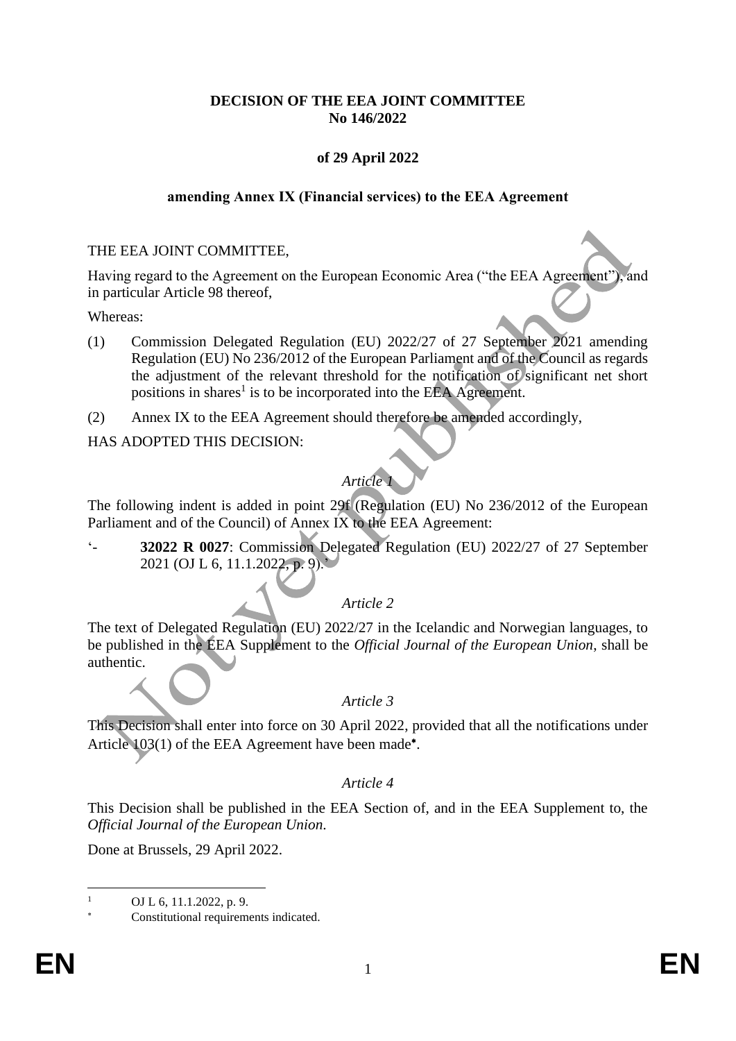**DECISION OF THE EEA JOINT COMMITTEE**
**No 146/2022**

**of 29 April 2022**

**amending Annex IX (Financial services) to the EEA Agreement**

THE EEA JOINT COMMITTEE,

Having regard to the Agreement on the European Economic Area ("the EEA Agreement"), and in particular Article 98 thereof,

Whereas:

(1) Commission Delegated Regulation (EU) 2022/27 of 27 September 2021 amending Regulation (EU) No 236/2012 of the European Parliament and of the Council as regards the adjustment of the relevant threshold for the notification of significant net short positions in shares[1] is to be incorporated into the EEA Agreement.

(2) Annex IX to the EEA Agreement should therefore be amended accordingly,

HAS ADOPTED THIS DECISION:

*Article 1*

The following indent is added in point 29f (Regulation (EU) No 236/2012 of the European Parliament and of the Council) of Annex IX to the EEA Agreement:

'- **32022 R 0027**: Commission Delegated Regulation (EU) 2022/27 of 27 September 2021 (OJ L 6, 11.1.2022, p. 9).'

*Article 2*

The text of Delegated Regulation (EU) 2022/27 in the Icelandic and Norwegian languages, to be published in the EEA Supplement to the *Official Journal of the European Union*, shall be authentic.

*Article 3*

This Decision shall enter into force on 30 April 2022, provided that all the notifications under Article 103(1) of the EEA Agreement have been made[*].

*Article 4*

This Decision shall be published in the EEA Section of, and in the EEA Supplement to, the *Official Journal of the European Union*.

Done at Brussels, 29 April 2022.

---

[1] OJ L 6, 11.1.2022, p. 9.

[*] Constitutional requirements indicated.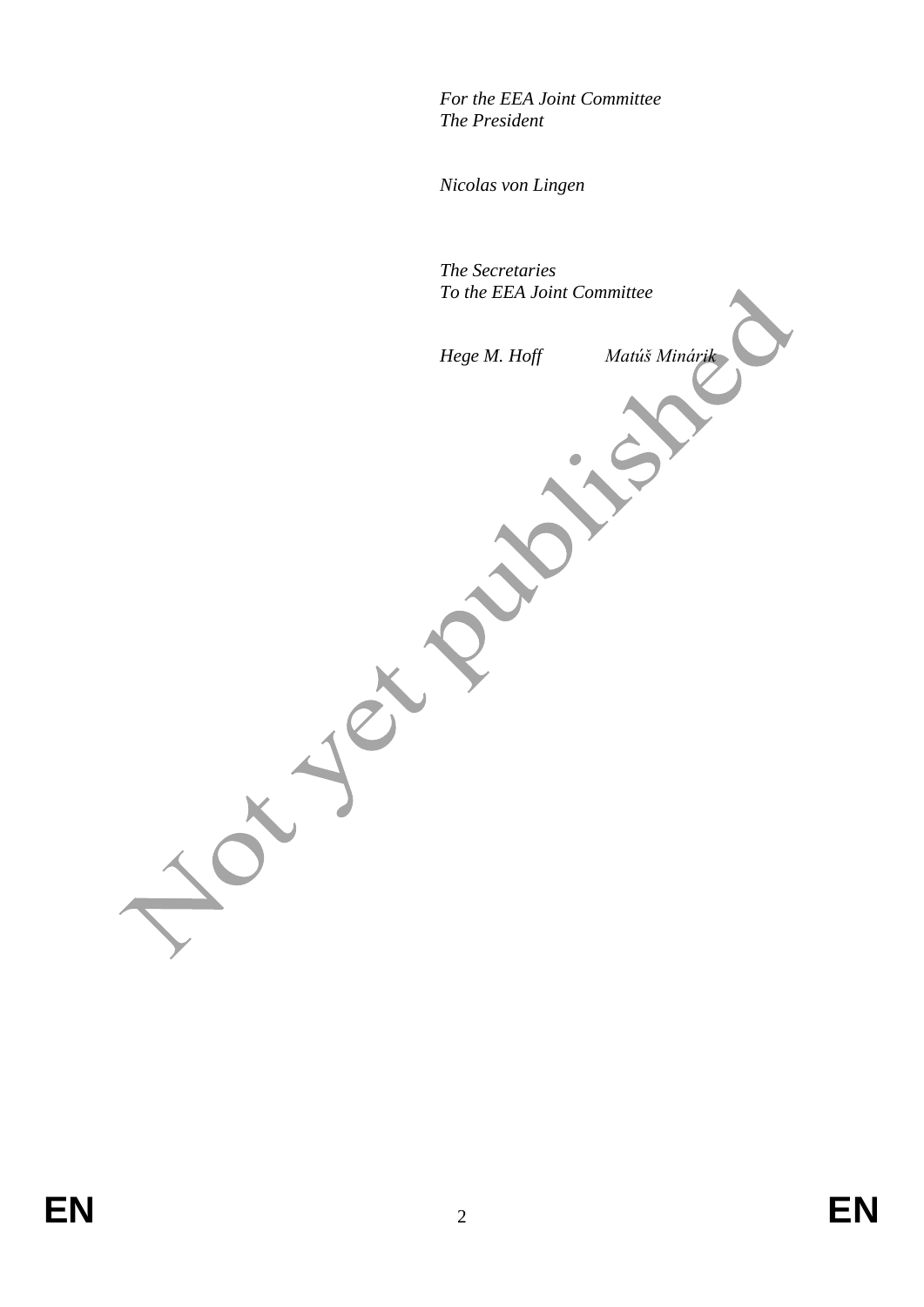*For the EEA Joint Committee*
*The President*

*Nicolas von Lingen*

*The Secretaries*
*To the EEA Joint Committee*

*Hege M. Hoff* *Matúš Minárik*

Not yet published